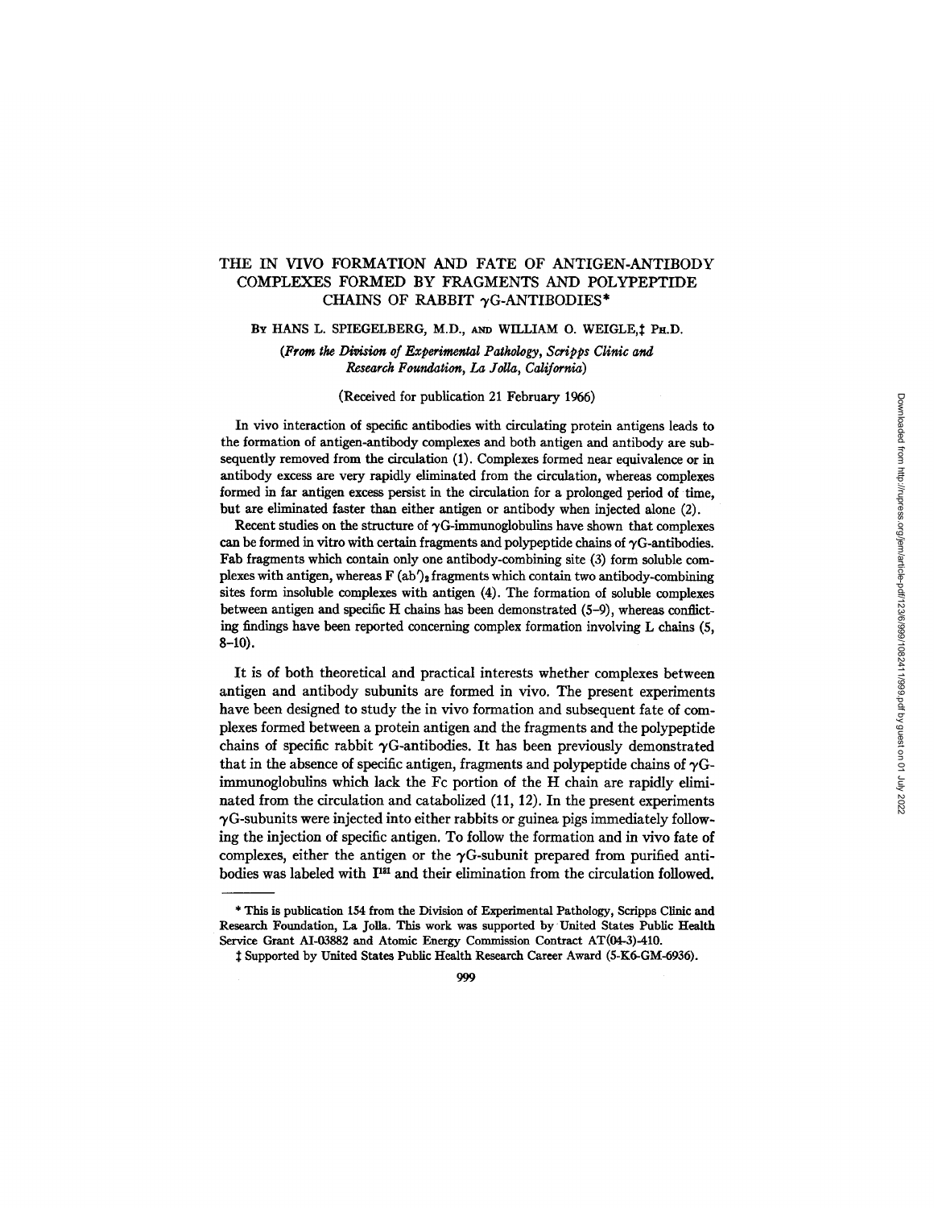# THE IN VIVO FORMATION AND FATE OF ANTIGEN-ANTIBODY COMPLEXES FORMED BY FRAGMENTS AND POLYPEPTIDE CHAINS OF RABBIT $\gamma$G-ANTIBODIES*

By HANS L. SPIEGELBERG, M.D., AND WILLIAM O. WEIGLE,‡ Ph.D.

*(From the Division of Experimental Pathology, Scripps Clinic and Research Foundation, La Jolla, California)*

(Received for publication 21 February 1966)

In vivo interaction of specific antibodies with circulating protein antigens leads to the formation of antigen-antibody complexes and both antigen and antibody are subsequently removed from the circulation (1). Complexes formed near equivalence or in antibody excess are very rapidly eliminated from the circulation, whereas complexes formed in far antigen excess persist in the circulation for a prolonged period of time, but are eliminated faster than either antigen or antibody when injected alone (2).

Recent studies on the structure of $\gamma$G-immunoglobulins have shown that complexes can be formed in vitro with certain fragments and polypeptide chains of $\gamma$G-antibodies. Fab fragments which contain only one antibody-combining site (3) form soluble complexes with antigen, whereas F $(ab')_2$ fragments which contain two antibody-combining sites form insoluble complexes with antigen (4). The formation of soluble complexes between antigen and specific H chains has been demonstrated (5–9), whereas conflicting findings have been reported concerning complex formation involving L chains (5, 8–10).

It is of both theoretical and practical interests whether complexes between antigen and antibody subunits are formed in vivo. The present experiments have been designed to study the in vivo formation and subsequent fate of complexes formed between a protein antigen and the fragments and the polypeptide chains of specific rabbit $\gamma$G-antibodies. It has been previously demonstrated that in the absence of specific antigen, fragments and polypeptide chains of $\gamma$G-immunoglobulins which lack the Fc portion of the H chain are rapidly eliminated from the circulation and catabolized (11, 12). In the present experiments $\gamma$G-subunits were injected into either rabbits or guinea pigs immediately following the injection of specific antigen. To follow the formation and in vivo fate of complexes, either the antigen or the $\gamma$G-subunit prepared from purified antibodies was labeled with $I^{131}$ and their elimination from the circulation followed.

---

\* This is publication 154 from the Division of Experimental Pathology, Scripps Clinic and Research Foundation, La Jolla. This work was supported by United States Public Health Service Grant AI-03882 and Atomic Energy Commission Contract AT(04-3)-410.

‡ Supported by United States Public Health Research Career Award (5-K6-GM-6936).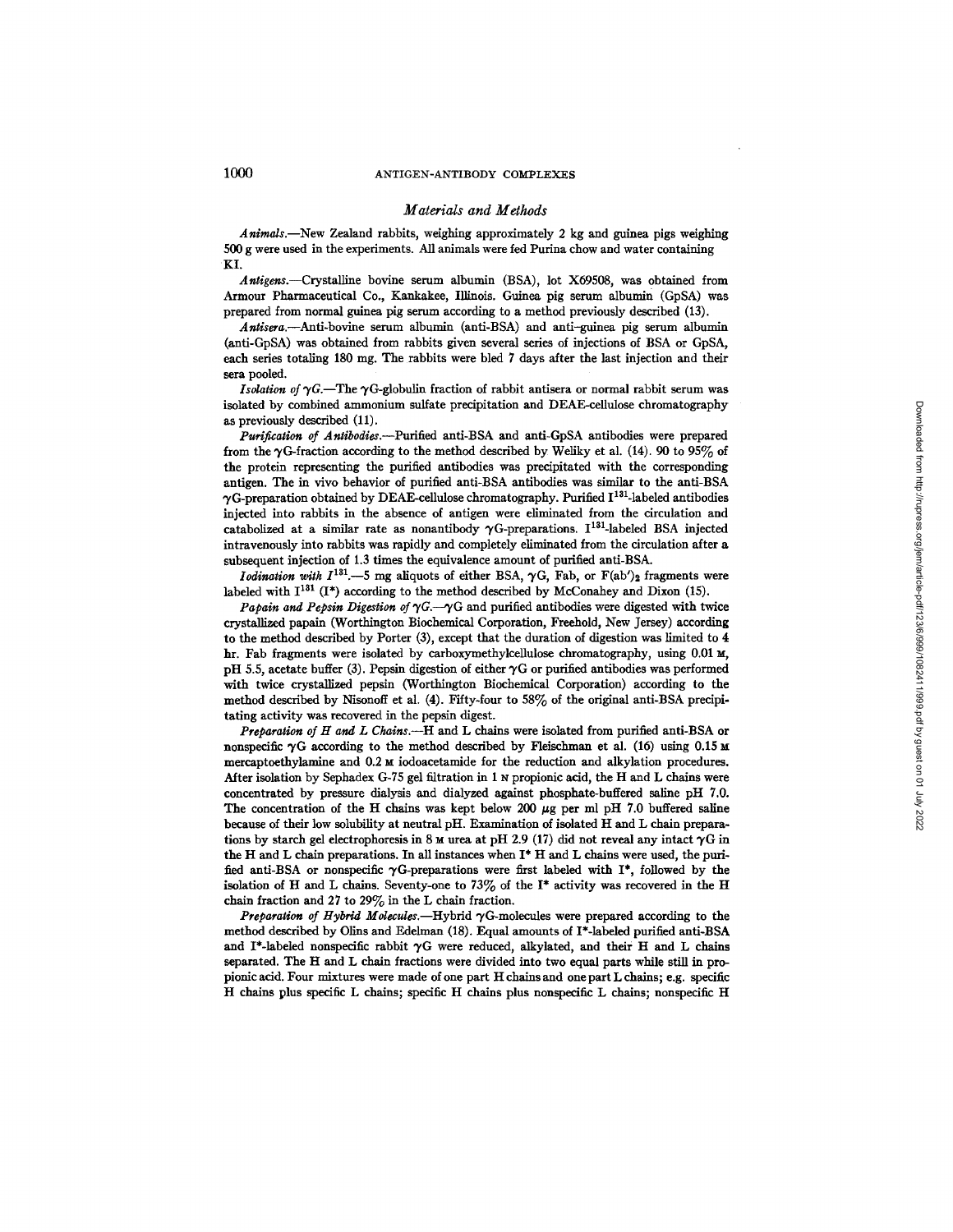## *Materials and Methods*

*Animals.*—New Zealand rabbits, weighing approximately 2 kg and guinea pigs weighing 500 g were used in the experiments. All animals were fed Purina chow and water containing KI.

*Antigens.*—Crystalline bovine serum albumin (BSA), lot X69508, was obtained from Armour Pharmaceutical Co., Kankakee, Illinois. Guinea pig serum albumin (GpSA) was prepared from normal guinea pig serum according to a method previously described (13).

*Antisera.*—Anti-bovine serum albumin (anti-BSA) and anti-guinea pig serum albumin (anti-GpSA) was obtained from rabbits given several series of injections of BSA or GpSA, each series totaling 180 mg. The rabbits were bled 7 days after the last injection and their sera pooled.

*Isolation of γG.*—The γG-globulin fraction of rabbit antisera or normal rabbit serum was isolated by combined ammonium sulfate precipitation and DEAE-cellulose chromatography as previously described (11).

*Purification of Antibodies.*—Purified anti-BSA and anti-GpSA antibodies were prepared from the γG-fraction according to the method described by Weliky et al. (14). 90 to 95% of the protein representing the purified antibodies was precipitated with the corresponding antigen. The in vivo behavior of purified anti-BSA antibodies was similar to the anti-BSA γG-preparation obtained by DEAE-cellulose chromatography. Purified $I^{131}$-labeled antibodies injected into rabbits in the absence of antigen were eliminated from the circulation and catabolized at a similar rate as nonantibody γG-preparations. $I^{131}$-labeled BSA injected intravenously into rabbits was rapidly and completely eliminated from the circulation after a subsequent injection of 1.3 times the equivalence amount of purified anti-BSA.

*Iodination with $I^{131}$.*—5 mg aliquots of either BSA, γG, Fab, or $F(ab')_2$ fragments were labeled with $I^{131}$ (I*) according to the method described by McConahey and Dixon (15).

*Papain and Pepsin Digestion of γG.*—γG and purified antibodies were digested with twice crystallized papain (Worthington Biochemical Corporation, Freehold, New Jersey) according to the method described by Porter (3), except that the duration of digestion was limited to 4 hr. Fab fragments were isolated by carboxymethylcellulose chromatography, using 0.01 M, pH 5.5, acetate buffer (3). Pepsin digestion of either γG or purified antibodies was performed with twice crystallized pepsin (Worthington Biochemical Corporation) according to the method described by Nisonoff et al. (4). Fifty-four to 58% of the original anti-BSA precipitating activity was recovered in the pepsin digest.

*Preparation of H and L Chains.*—H and L chains were isolated from purified anti-BSA or nonspecific γG according to the method described by Fleischman et al. (16) using 0.15 M mercaptoethylamine and 0.2 M iodoacetamide for the reduction and alkylation procedures. After isolation by Sephadex G-75 gel filtration in 1 N propionic acid, the H and L chains were concentrated by pressure dialysis and dialyzed against phosphate-buffered saline pH 7.0. The concentration of the H chains was kept below 200 μg per ml pH 7.0 buffered saline because of their low solubility at neutral pH. Examination of isolated H and L chain preparations by starch gel electrophoresis in 8 M urea at pH 2.9 (17) did not reveal any intact γG in the H and L chain preparations. In all instances when I* H and L chains were used, the purified anti-BSA or nonspecific γG-preparations were first labeled with I*, followed by the isolation of H and L chains. Seventy-one to 73% of the I* activity was recovered in the H chain fraction and 27 to 29% in the L chain fraction.

*Preparation of Hybrid Molecules.*—Hybrid γG-molecules were prepared according to the method described by Olins and Edelman (18). Equal amounts of I*-labeled purified anti-BSA and I*-labeled nonspecific rabbit γG were reduced, alkylated, and their H and L chains separated. The H and L chain fractions were divided into two equal parts while still in propionic acid. Four mixtures were made of one part H chains and one part L chains; e.g. specific H chains plus specific L chains; specific H chains plus nonspecific L chains; nonspecific H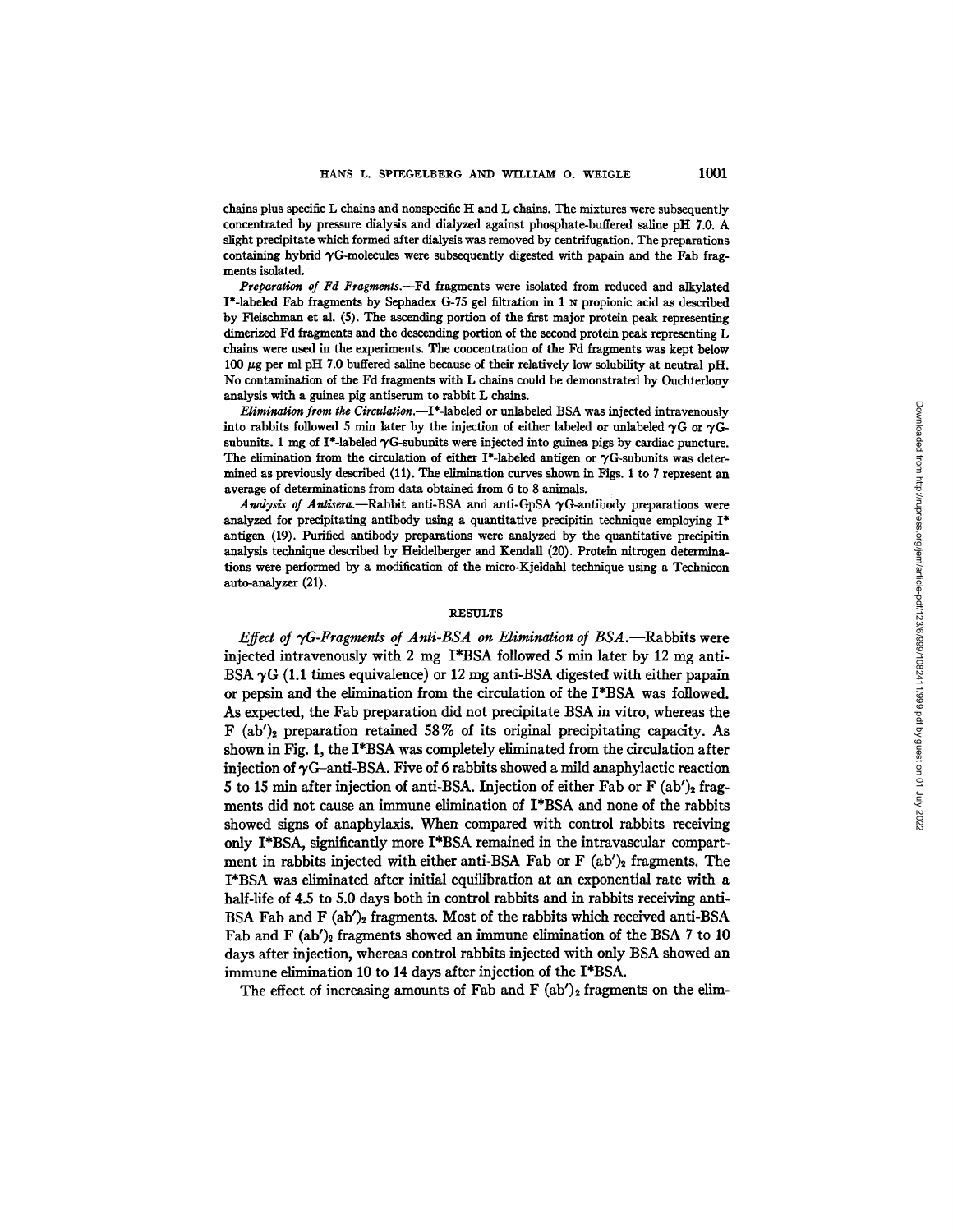chains plus specific L chains and nonspecific H and L chains. The mixtures were subsequently concentrated by pressure dialysis and dialyzed against phosphate-buffered saline pH 7.0. A slight precipitate which formed after dialysis was removed by centrifugation. The preparations containing hybrid γG-molecules were subsequently digested with papain and the Fab fragments isolated.

*Preparation of Fd Fragments.*—Fd fragments were isolated from reduced and alkylated I*-labeled Fab fragments by Sephadex G-75 gel filtration in 1 N propionic acid as described by Fleischman et al. (5). The ascending portion of the first major protein peak representing dimerized Fd fragments and the descending portion of the second protein peak representing L chains were used in the experiments. The concentration of the Fd fragments was kept below 100 μg per ml pH 7.0 buffered saline because of their relatively low solubility at neutral pH. No contamination of the Fd fragments with L chains could be demonstrated by Ouchterlony analysis with a guinea pig antiserum to rabbit L chains.

*Elimination from the Circulation.*—I*-labeled or unlabeled BSA was injected intravenously into rabbits followed 5 min later by the injection of either labeled or unlabeled γG or γG-subunits. 1 mg of I*-labeled γG-subunits were injected into guinea pigs by cardiac puncture. The elimination from the circulation of either I*-labeled antigen or γG-subunits was determined as previously described (11). The elimination curves shown in Figs. 1 to 7 represent an average of determinations from data obtained from 6 to 8 animals.

*Analysis of Antisera.*—Rabbit anti-BSA and anti-GpSA γG-antibody preparations were analyzed for precipitating antibody using a quantitative precipitin technique employing I* antigen (19). Purified antibody preparations were analyzed by the quantitative precipitin analysis technique described by Heidelberger and Kendall (20). Protein nitrogen determinations were performed by a modification of the micro-Kjeldahl technique using a Technicon auto-analyzer (21).

## RESULTS

*Effect of γG-Fragments of Anti-BSA on Elimination of BSA.*—Rabbits were injected intravenously with 2 mg I*BSA followed 5 min later by 12 mg anti-BSA γG (1.1 times equivalence) or 12 mg anti-BSA digested with either papain or pepsin and the elimination from the circulation of the I*BSA was followed. As expected, the Fab preparation did not precipitate BSA in vitro, whereas the F $(ab')_2$ preparation retained 58% of its original precipitating capacity. As shown in Fig. 1, the I*BSA was completely eliminated from the circulation after injection of γG–anti-BSA. Five of 6 rabbits showed a mild anaphylactic reaction 5 to 15 min after injection of anti-BSA. Injection of either Fab or F $(ab')_2$ fragments did not cause an immune elimination of I*BSA and none of the rabbits showed signs of anaphylaxis. When compared with control rabbits receiving only I*BSA, significantly more I*BSA remained in the intravascular compartment in rabbits injected with either anti-BSA Fab or F $(ab')_2$ fragments. The I*BSA was eliminated after initial equilibration at an exponential rate with a half-life of 4.5 to 5.0 days both in control rabbits and in rabbits receiving anti-BSA Fab and F $(ab')_2$ fragments. Most of the rabbits which received anti-BSA Fab and F $(ab')_2$ fragments showed an immune elimination of the BSA 7 to 10 days after injection, whereas control rabbits injected with only BSA showed an immune elimination 10 to 14 days after injection of the I*BSA.

The effect of increasing amounts of Fab and F $(ab')_2$ fragments on the elim-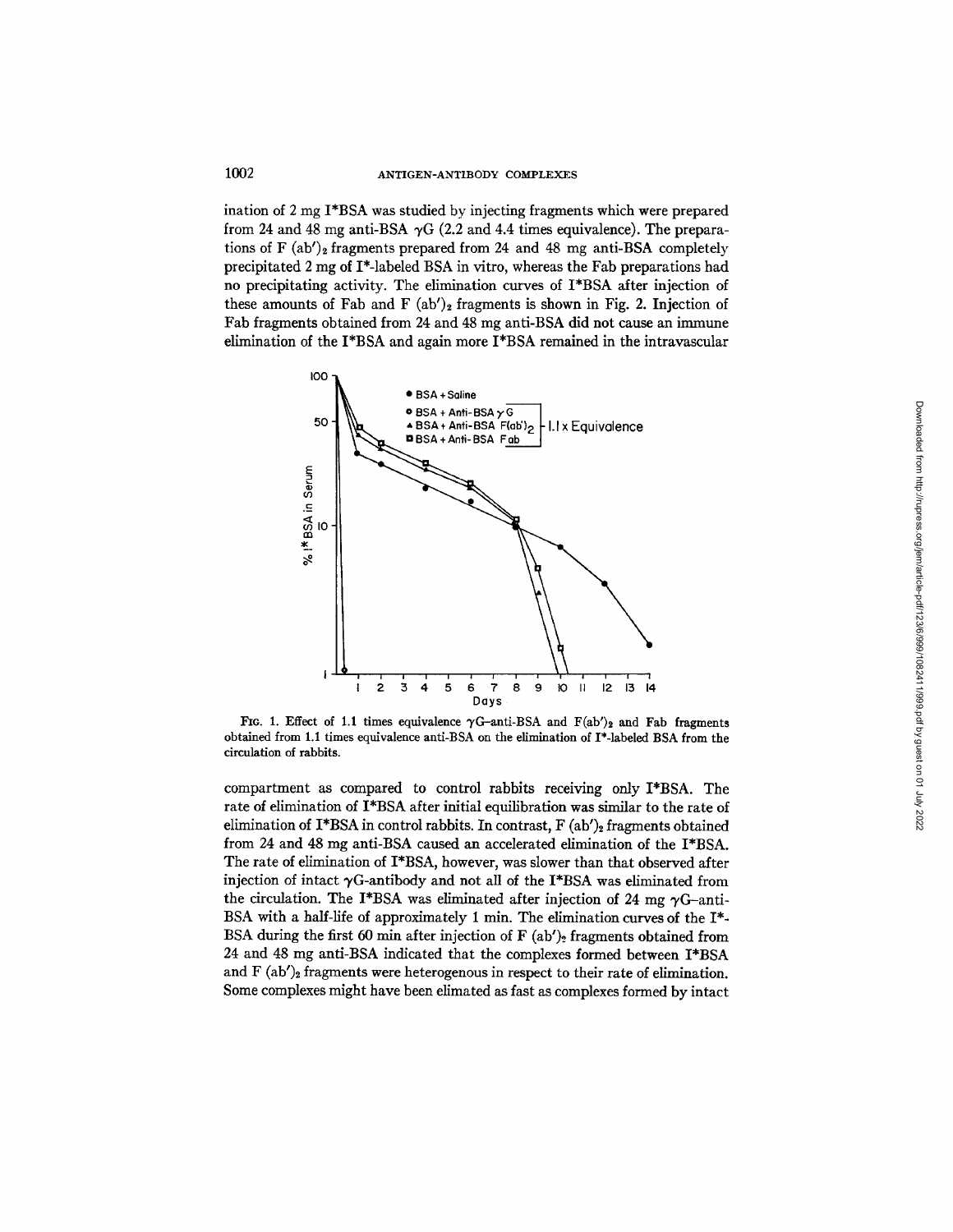ination of 2 mg I*BSA was studied by injecting fragments which were prepared from 24 and 48 mg anti-BSA $\gamma$G (2.2 and 4.4 times equivalence). The preparations of F $(ab')_2$ fragments prepared from 24 and 48 mg anti-BSA completely precipitated 2 mg of I*-labeled BSA in vitro, whereas the Fab preparations had no precipitating activity. The elimination curves of I*BSA after injection of these amounts of Fab and F $(ab')_2$ fragments is shown in Fig. 2. Injection of Fab fragments obtained from 24 and 48 mg anti-BSA did not cause an immune elimination of the I*BSA and again more I*BSA remained in the intravascular

FIG. 1. Effect of 1.1 times equivalence $\gamma$G–anti-BSA and $F(ab')_2$ and Fab fragments obtained from 1.1 times equivalence anti-BSA on the elimination of I*-labeled BSA from the circulation of rabbits.

compartment as compared to control rabbits receiving only I*BSA. The rate of elimination of I*BSA after initial equilibration was similar to the rate of elimination of I*BSA in control rabbits. In contrast, F $(ab')_2$ fragments obtained from 24 and 48 mg anti-BSA caused an accelerated elimination of the I*BSA. The rate of elimination of I*BSA, however, was slower than that observed after injection of intact $\gamma$G-antibody and not all of the I*BSA was eliminated from the circulation. The I*BSA was eliminated after injection of 24 mg $\gamma$G–anti-BSA with a half-life of approximately 1 min. The elimination curves of the I*-BSA during the first 60 min after injection of F $(ab')_2$ fragments obtained from 24 and 48 mg anti-BSA indicated that the complexes formed between I*BSA and F $(ab')_2$ fragments were heterogenous in respect to their rate of elimination. Some complexes might have been elimated as fast as complexes formed by intact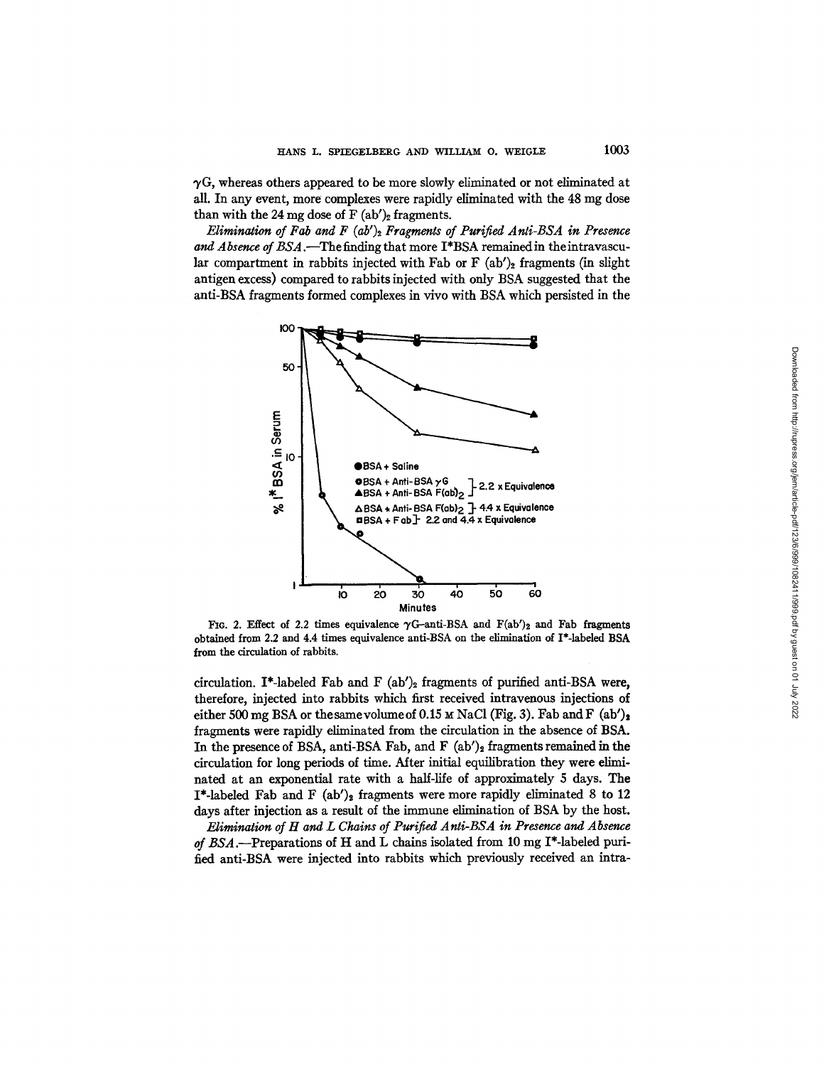γG, whereas others appeared to be more slowly eliminated or not eliminated at all. In any event, more complexes were rapidly eliminated with the 48 mg dose than with the 24 mg dose of F $(ab')_2$ fragments.

*Elimination of Fab and F $(ab')_2$ Fragments of Purified Anti-BSA in Presence and Absence of BSA.*—The finding that more I*BSA remained in the intravascular compartment in rabbits injected with Fab or F $(ab')_2$ fragments (in slight antigen excess) compared to rabbits injected with only BSA suggested that the anti-BSA fragments formed complexes in vivo with BSA which persisted in the circulation. I*-labeled Fab and F $(ab')_2$ fragments of purified anti-BSA were, therefore, injected into rabbits which first received intravenous injections of either 500 mg BSA or the same volume of 0.15 M NaCl (Fig. 3). Fab and F $(ab')_2$ fragments were rapidly eliminated from the circulation in the absence of BSA. In the presence of BSA, anti-BSA Fab, and F $(ab')_2$ fragments remained in the circulation for long periods of time. After initial equilibration they were eliminated at an exponential rate with a half-life of approximately 5 days. The I*-labeled Fab and F $(ab')_2$ fragments were more rapidly eliminated 8 to 12 days after injection as a result of the immune elimination of BSA by the host.

FIG. 2. Effect of 2.2 times equivalence γG-anti-BSA and F$(ab')_2$ and Fab fragments obtained from 2.2 and 4.4 times equivalence anti-BSA on the elimination of I*-labeled BSA from the circulation of rabbits.

*Elimination of H and L Chains of Purified Anti-BSA in Presence and Absence of BSA.*—Preparations of H and L chains isolated from 10 mg I*-labeled purified anti-BSA were injected into rabbits which previously received an intra-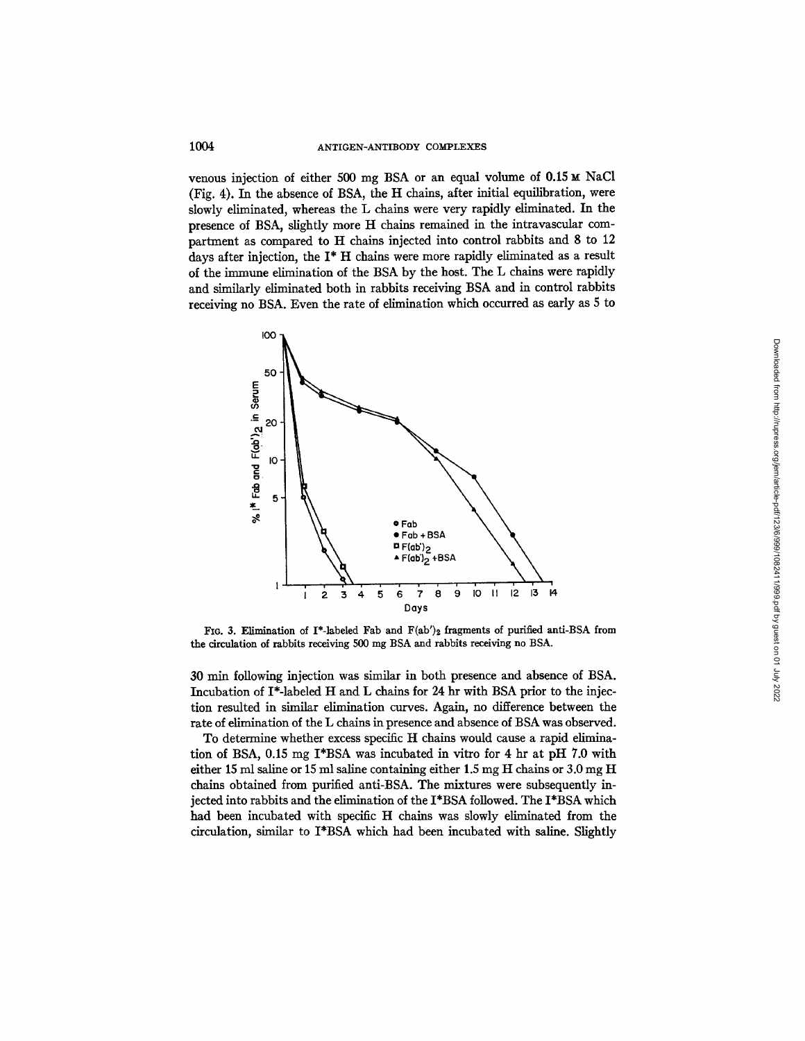venous injection of either 500 mg BSA or an equal volume of 0.15 M NaCl (Fig. 4). In the absence of BSA, the H chains, after initial equilibration, were slowly eliminated, whereas the L chains were very rapidly eliminated. In the presence of BSA, slightly more H chains remained in the intravascular compartment as compared to H chains injected into control rabbits and 8 to 12 days after injection, the I* H chains were more rapidly eliminated as a result of the immune elimination of the BSA by the host. The L chains were rapidly and similarly eliminated both in rabbits receiving BSA and in control rabbits receiving no BSA. Even the rate of elimination which occurred as early as 5 to

FIG. 3. Elimination of I*-labeled Fab and $F(ab')_2$ fragments of purified anti-BSA from the circulation of rabbits receiving 500 mg BSA and rabbits receiving no BSA.

30 min following injection was similar in both presence and absence of BSA. Incubation of I*-labeled H and L chains for 24 hr with BSA prior to the injection resulted in similar elimination curves. Again, no difference between the rate of elimination of the L chains in presence and absence of BSA was observed.

To determine whether excess specific H chains would cause a rapid elimination of BSA, 0.15 mg I*BSA was incubated in vitro for 4 hr at pH 7.0 with either 15 ml saline or 15 ml saline containing either 1.5 mg H chains or 3.0 mg H chains obtained from purified anti-BSA. The mixtures were subsequently injected into rabbits and the elimination of the I*BSA followed. The I*BSA which had been incubated with specific H chains was slowly eliminated from the circulation, similar to I*BSA which had been incubated with saline. Slightly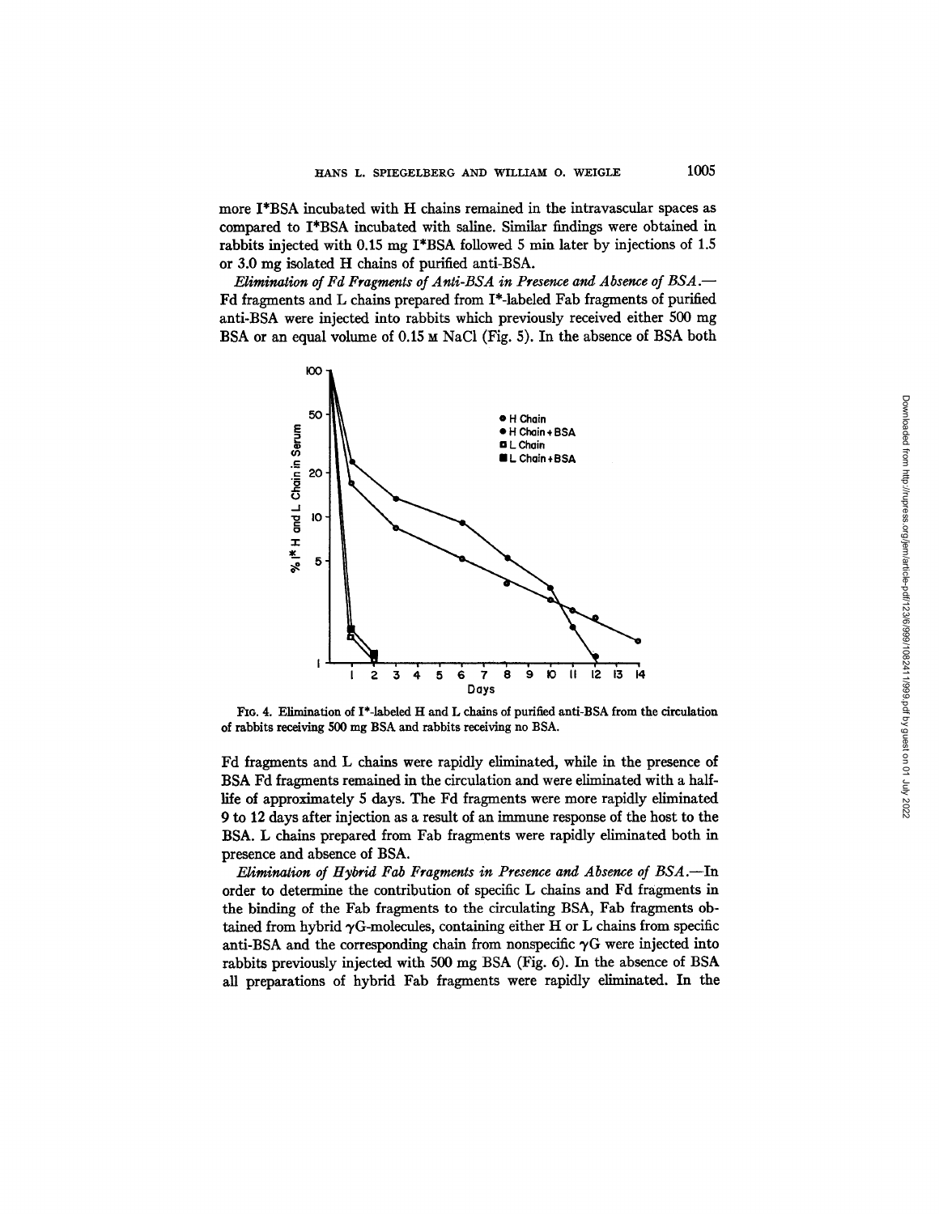more I*BSA incubated with H chains remained in the intravascular spaces as compared to I*BSA incubated with saline. Similar findings were obtained in rabbits injected with 0.15 mg I*BSA followed 5 min later by injections of 1.5 or 3.0 mg isolated H chains of purified anti-BSA.

*Elimination of Fd Fragments of Anti-BSA in Presence and Absence of BSA.*—Fd fragments and L chains prepared from I*-labeled Fab fragments of purified anti-BSA were injected into rabbits which previously received either 500 mg BSA or an equal volume of 0.15 M NaCl (Fig. 5). In the absence of BSA both

FIG. 4. Elimination of I*-labeled H and L chains of purified anti-BSA from the circulation of rabbits receiving 500 mg BSA and rabbits receiving no BSA.

Fd fragments and L chains were rapidly eliminated, while in the presence of BSA Fd fragments remained in the circulation and were eliminated with a half-life of approximately 5 days. The Fd fragments were more rapidly eliminated 9 to 12 days after injection as a result of an immune response of the host to the BSA. L chains prepared from Fab fragments were rapidly eliminated both in presence and absence of BSA.

*Elimination of Hybrid Fab Fragments in Presence and Absence of BSA.*—In order to determine the contribution of specific L chains and Fd fragments in the binding of the Fab fragments to the circulating BSA, Fab fragments obtained from hybrid γG-molecules, containing either H or L chains from specific anti-BSA and the corresponding chain from nonspecific γG were injected into rabbits previously injected with 500 mg BSA (Fig. 6). In the absence of BSA all preparations of hybrid Fab fragments were rapidly eliminated. In the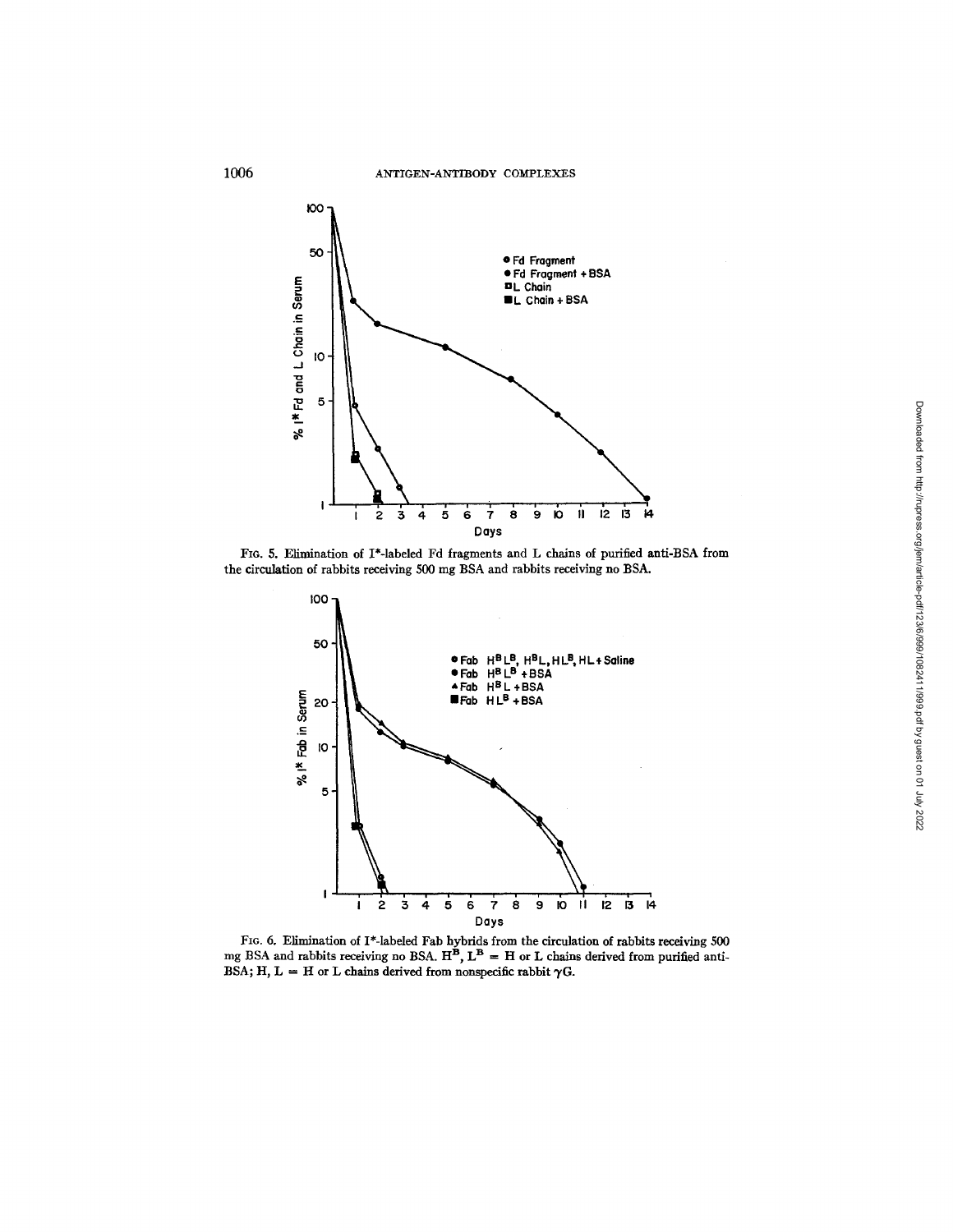FIG. 5. Elimination of I*-labeled Fd fragments and L chains of purified anti-BSA from the circulation of rabbits receiving 500 mg BSA and rabbits receiving no BSA.

FIG. 6. Elimination of I*-labeled Fab hybrids from the circulation of rabbits receiving 500 mg BSA and rabbits receiving no BSA. $H^B$, $L^B$ = H or L chains derived from purified anti-BSA; H, L = H or L chains derived from nonspecific rabbit $\gamma$G.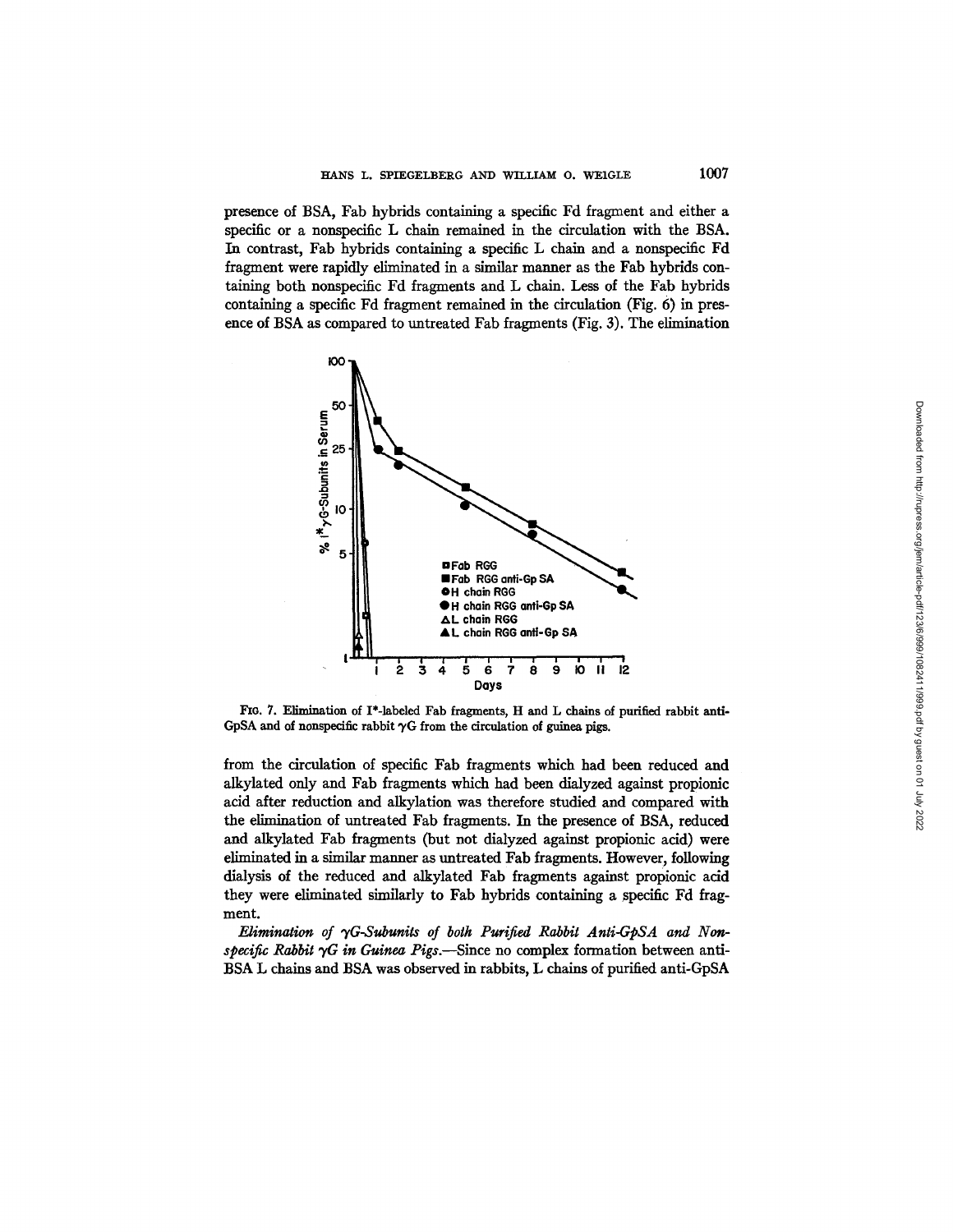presence of BSA, Fab hybrids containing a specific Fd fragment and either a specific or a nonspecific L chain remained in the circulation with the BSA. In contrast, Fab hybrids containing a specific L chain and a nonspecific Fd fragment were rapidly eliminated in a similar manner as the Fab hybrids containing both nonspecific Fd fragments and L chain. Less of the Fab hybrids containing a specific Fd fragment remained in the circulation (Fig. 6) in presence of BSA as compared to untreated Fab fragments (Fig. 3). The elimination

FIG. 7. Elimination of I*-labeled Fab fragments, H and L chains of purified rabbit anti-GpSA and of nonspecific rabbit γG from the circulation of guinea pigs.

from the circulation of specific Fab fragments which had been reduced and alkylated only and Fab fragments which had been dialyzed against propionic acid after reduction and alkylation was therefore studied and compared with the elimination of untreated Fab fragments. In the presence of BSA, reduced and alkylated Fab fragments (but not dialyzed against propionic acid) were eliminated in a similar manner as untreated Fab fragments. However, following dialysis of the reduced and alkylated Fab fragments against propionic acid they were eliminated similarly to Fab hybrids containing a specific Fd fragment.

*Elimination of γG-Subunits of both Purified Rabbit Anti-GpSA and Nonspecific Rabbit γG in Guinea Pigs.*—Since no complex formation between anti-BSA L chains and BSA was observed in rabbits, L chains of purified anti-GpSA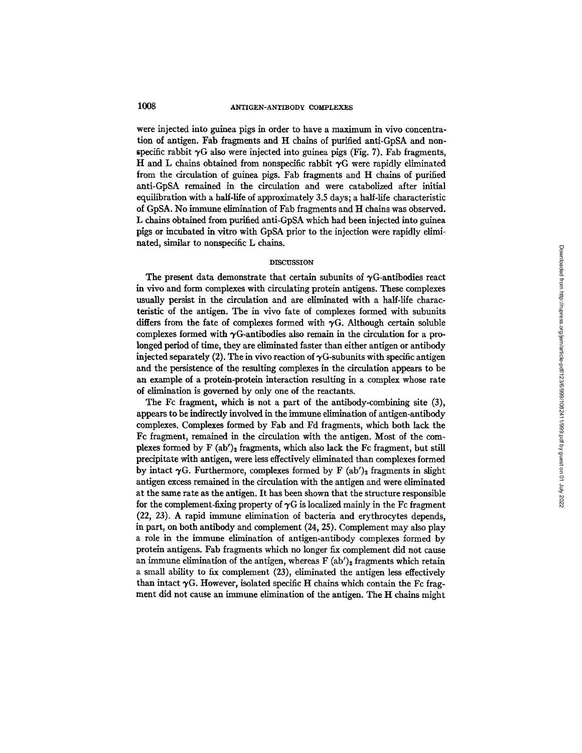were injected into guinea pigs in order to have a maximum in vivo concentration of antigen. Fab fragments and H chains of purified anti-GpSA and nonspecific rabbit γG also were injected into guinea pigs (Fig. 7). Fab fragments, H and L chains obtained from nonspecific rabbit γG were rapidly eliminated from the circulation of guinea pigs. Fab fragments and H chains of purified anti-GpSA remained in the circulation and were catabolized after initial equilibration with a half-life of approximately 3.5 days; a half-life characteristic of GpSA. No immune elimination of Fab fragments and H chains was observed. L chains obtained from purified anti-GpSA which had been injected into guinea pigs or incubated in vitro with GpSA prior to the injection were rapidly eliminated, similar to nonspecific L chains.

## DISCUSSION

The present data demonstrate that certain subunits of γG-antibodies react in vivo and form complexes with circulating protein antigens. These complexes usually persist in the circulation and are eliminated with a half-life characteristic of the antigen. The in vivo fate of complexes formed with subunits differs from the fate of complexes formed with γG. Although certain soluble complexes formed with γG-antibodies also remain in the circulation for a prolonged period of time, they are eliminated faster than either antigen or antibody injected separately (2). The in vivo reaction of γG-subunits with specific antigen and the persistence of the resulting complexes in the circulation appears to be an example of a protein-protein interaction resulting in a complex whose rate of elimination is governed by only one of the reactants.

The Fc fragment, which is not a part of the antibody-combining site (3), appears to be indirectly involved in the immune elimination of antigen-antibody complexes. Complexes formed by Fab and Fd fragments, which both lack the Fc fragment, remained in the circulation with the antigen. Most of the complexes formed by F $(ab')_2$ fragments, which also lack the Fc fragment, but still precipitate with antigen, were less effectively eliminated than complexes formed by intact γG. Furthermore, complexes formed by F $(ab')_2$ fragments in slight antigen excess remained in the circulation with the antigen and were eliminated at the same rate as the antigen. It has been shown that the structure responsible for the complement-fixing property of γG is localized mainly in the Fc fragment (22, 23). A rapid immune elimination of bacteria and erythrocytes depends, in part, on both antibody and complement (24, 25). Complement may also play a role in the immune elimination of antigen-antibody complexes formed by protein antigens. Fab fragments which no longer fix complement did not cause an immune elimination of the antigen, whereas F $(ab')_2$ fragments which retain a small ability to fix complement (23), eliminated the antigen less effectively than intact γG. However, isolated specific H chains which contain the Fc fragment did not cause an immune elimination of the antigen. The H chains might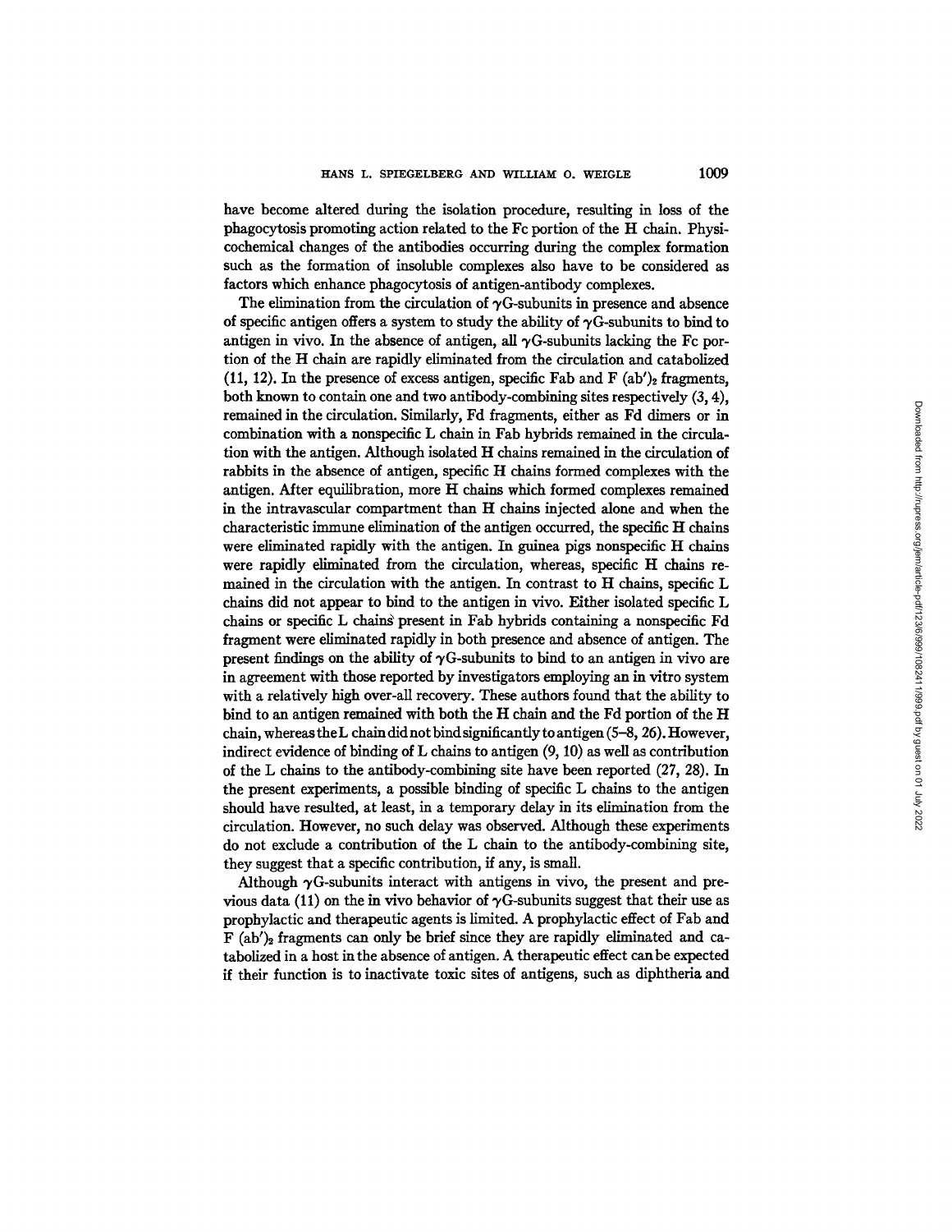have become altered during the isolation procedure, resulting in loss of the phagocytosis promoting action related to the Fc portion of the H chain. Physicochemical changes of the antibodies occurring during the complex formation such as the formation of insoluble complexes also have to be considered as factors which enhance phagocytosis of antigen-antibody complexes.

The elimination from the circulation of $\gamma$G-subunits in presence and absence of specific antigen offers a system to study the ability of $\gamma$G-subunits to bind to antigen in vivo. In the absence of antigen, all $\gamma$G-subunits lacking the Fc portion of the H chain are rapidly eliminated from the circulation and catabolized (11, 12). In the presence of excess antigen, specific Fab and F $(ab')_2$ fragments, both known to contain one and two antibody-combining sites respectively (3, 4), remained in the circulation. Similarly, Fd fragments, either as Fd dimers or in combination with a nonspecific L chain in Fab hybrids remained in the circulation with the antigen. Although isolated H chains remained in the circulation of rabbits in the absence of antigen, specific H chains formed complexes with the antigen. After equilibration, more H chains which formed complexes remained in the intravascular compartment than H chains injected alone and when the characteristic immune elimination of the antigen occurred, the specific H chains were eliminated rapidly with the antigen. In guinea pigs nonspecific H chains were rapidly eliminated from the circulation, whereas, specific H chains remained in the circulation with the antigen. In contrast to H chains, specific L chains did not appear to bind to the antigen in vivo. Either isolated specific L chains or specific L chains present in Fab hybrids containing a nonspecific Fd fragment were eliminated rapidly in both presence and absence of antigen. The present findings on the ability of $\gamma$G-subunits to bind to an antigen in vivo are in agreement with those reported by investigators employing an in vitro system with a relatively high over-all recovery. These authors found that the ability to bind to an antigen remained with both the H chain and the Fd portion of the H chain, whereas the L chain did not bind significantly to antigen (5–8, 26). However, indirect evidence of binding of L chains to antigen (9, 10) as well as contribution of the L chains to the antibody-combining site have been reported (27, 28). In the present experiments, a possible binding of specific L chains to the antigen should have resulted, at least, in a temporary delay in its elimination from the circulation. However, no such delay was observed. Although these experiments do not exclude a contribution of the L chain to the antibody-combining site, they suggest that a specific contribution, if any, is small.

Although $\gamma$G-subunits interact with antigens in vivo, the present and previous data (11) on the in vivo behavior of $\gamma$G-subunits suggest that their use as prophylactic and therapeutic agents is limited. A prophylactic effect of Fab and F $(ab')_2$ fragments can only be brief since they are rapidly eliminated and catabolized in a host in the absence of antigen. A therapeutic effect can be expected if their function is to inactivate toxic sites of antigens, such as diphtheria and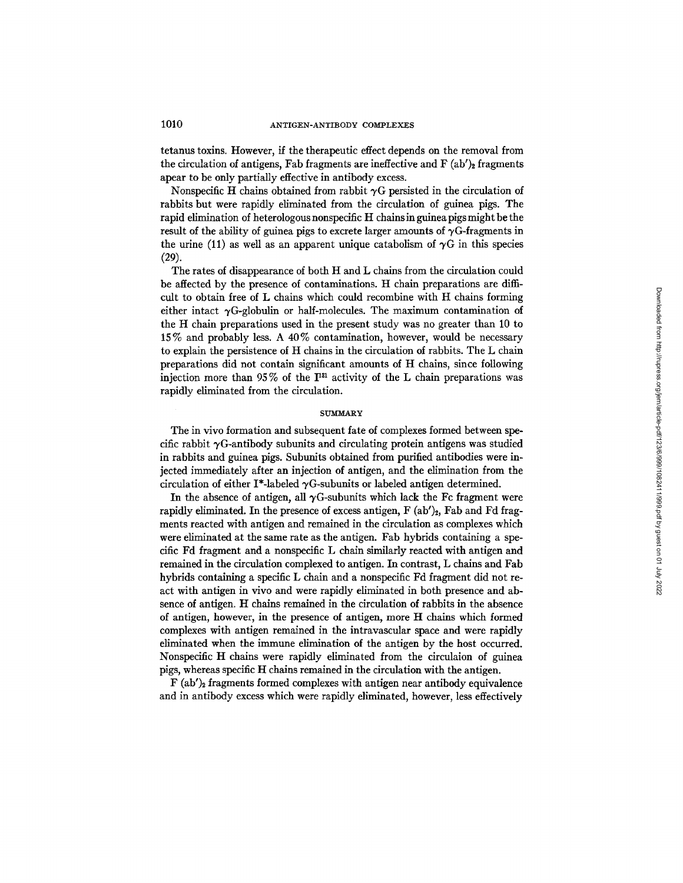tetanus toxins. However, if the therapeutic effect depends on the removal from the circulation of antigens, Fab fragments are ineffective and F (ab')$_2$ fragments apear to be only partially effective in antibody excess.

Nonspecific H chains obtained from rabbit $\gamma$G persisted in the circulation of rabbits but were rapidly eliminated from the circulation of guinea pigs. The rapid elimination of heterologous nonspecific H chains in guinea pigs might be the result of the ability of guinea pigs to excrete larger amounts of $\gamma$G-fragments in the urine (11) as well as an apparent unique catabolism of $\gamma$G in this species (29).

The rates of disappearance of both H and L chains from the circulation could be affected by the presence of contaminations. H chain preparations are difficult to obtain free of L chains which could recombine with H chains forming either intact $\gamma$G-globulin or half-molecules. The maximum contamination of the H chain preparations used in the present study was no greater than 10 to 15% and probably less. A 40% contamination, however, would be necessary to explain the persistence of H chains in the circulation of rabbits. The L chain preparations did not contain significant amounts of H chains, since following injection more than 95% of the $I^{131}$ activity of the L chain preparations was rapidly eliminated from the circulation.

## SUMMARY

The in vivo formation and subsequent fate of complexes formed between specific rabbit $\gamma$G-antibody subunits and circulating protein antigens was studied in rabbits and guinea pigs. Subunits obtained from purified antibodies were injected immediately after an injection of antigen, and the elimination from the circulation of either I*-labeled $\gamma$G-subunits or labeled antigen determined.

In the absence of antigen, all $\gamma$G-subunits which lack the Fc fragment were rapidly eliminated. In the presence of excess antigen, F (ab')$_2$, Fab and Fd fragments reacted with antigen and remained in the circulation as complexes which were eliminated at the same rate as the antigen. Fab hybrids containing a specific Fd fragment and a nonspecific L chain similarly reacted with antigen and remained in the circulation complexed to antigen. In contrast, L chains and Fab hybrids containing a specific L chain and a nonspecific Fd fragment did not react with antigen in vivo and were rapidly eliminated in both presence and absence of antigen. H chains remained in the circulation of rabbits in the absence of antigen, however, in the presence of antigen, more H chains which formed complexes with antigen remained in the intravascular space and were rapidly eliminated when the immune elimination of the antigen by the host occurred. Nonspecific H chains were rapidly eliminated from the circulaion of guinea pigs, whereas specific H chains remained in the circulation with the antigen.

F (ab')$_2$ fragments formed complexes with antigen near antibody equivalence and in antibody excess which were rapidly eliminated, however, less effectively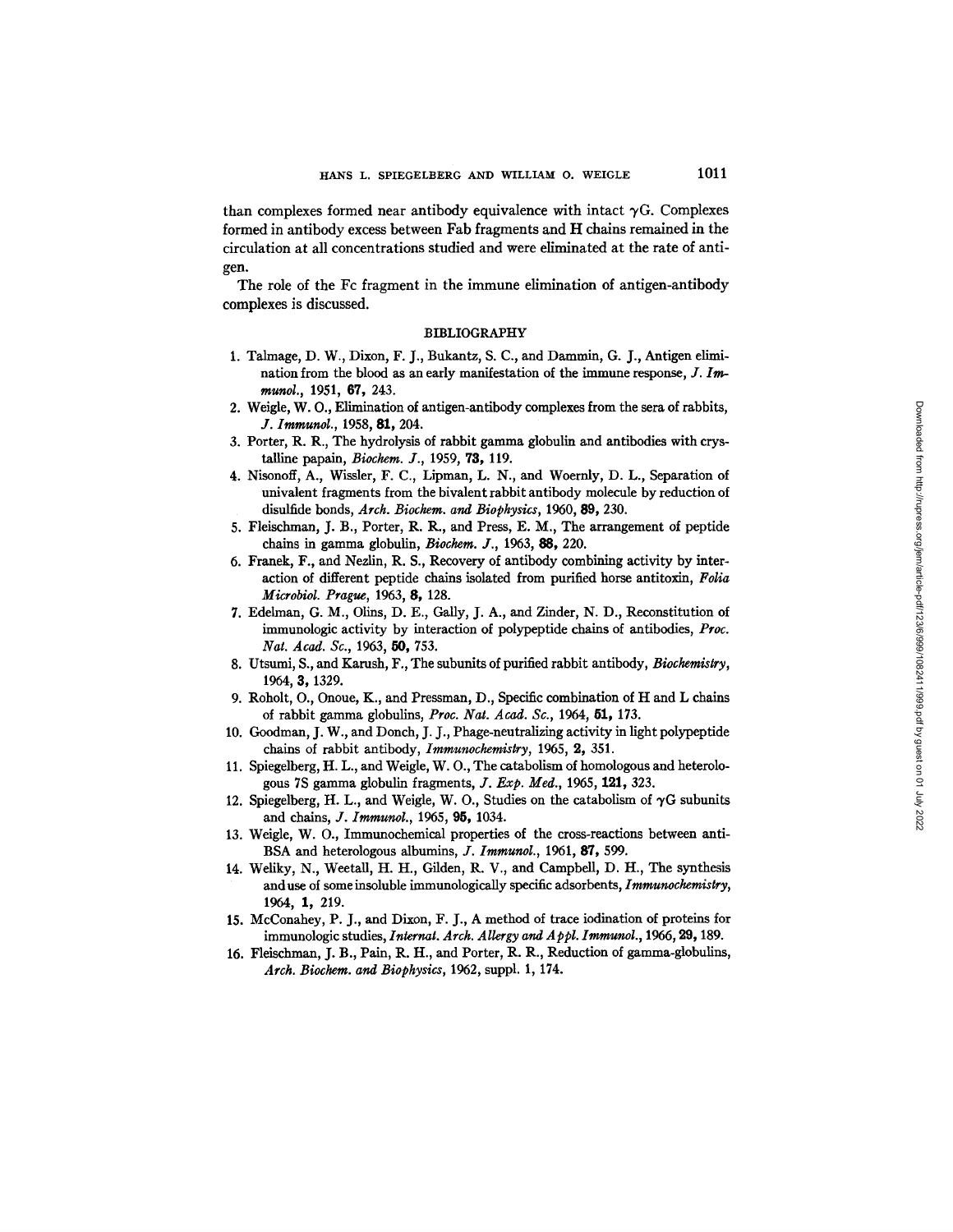than complexes formed near antibody equivalence with intact γG. Complexes formed in antibody excess between Fab fragments and H chains remained in the circulation at all concentrations studied and were eliminated at the rate of antigen.

The role of the Fc fragment in the immune elimination of antigen-antibody complexes is discussed.

## BIBLIOGRAPHY

1. Talmage, D. W., Dixon, F. J., Bukantz, S. C., and Dammin, G. J., Antigen elimination from the blood as an early manifestation of the immune response, *J. Immunol.*, 1951, **67,** 243.
2. Weigle, W. O., Elimination of antigen-antibody complexes from the sera of rabbits, *J. Immunol.*, 1958, **81,** 204.
3. Porter, R. R., The hydrolysis of rabbit gamma globulin and antibodies with crystalline papain, *Biochem. J.*, 1959, **73,** 119.
4. Nisonoff, A., Wissler, F. C., Lipman, L. N., and Woernly, D. L., Separation of univalent fragments from the bivalent rabbit antibody molecule by reduction of disulfide bonds, *Arch. Biochem. and Biophysics*, 1960, **89,** 230.
5. Fleischman, J. B., Porter, R. R., and Press, E. M., The arrangement of peptide chains in gamma globulin, *Biochem. J.*, 1963, **88,** 220.
6. Franek, F., and Nezlin, R. S., Recovery of antibody combining activity by interaction of different peptide chains isolated from purified horse antitoxin, *Folia Microbiol. Prague*, 1963, **8,** 128.
7. Edelman, G. M., Olins, D. E., Gally, J. A., and Zinder, N. D., Reconstitution of immunologic activity by interaction of polypeptide chains of antibodies, *Proc. Nat. Acad. Sc.*, 1963, **50,** 753.
8. Utsumi, S., and Karush, F., The subunits of purified rabbit antibody, *Biochemistry*, 1964, **3,** 1329.
9. Roholt, O., Onoue, K., and Pressman, D., Specific combination of H and L chains of rabbit gamma globulins, *Proc. Nat. Acad. Sc.*, 1964, **51,** 173.
10. Goodman, J. W., and Donch, J. J., Phage-neutralizing activity in light polypeptide chains of rabbit antibody, *Immunochemistry*, 1965, **2,** 351.
11. Spiegelberg, H. L., and Weigle, W. O., The catabolism of homologous and heterologous 7S gamma globulin fragments, *J. Exp. Med.*, 1965, **121,** 323.
12. Spiegelberg, H. L., and Weigle, W. O., Studies on the catabolism of γG subunits and chains, *J. Immunol.*, 1965, **95,** 1034.
13. Weigle, W. O., Immunochemical properties of the cross-reactions between anti-BSA and heterologous albumins, *J. Immunol.*, 1961, **87,** 599.
14. Weliky, N., Weetall, H. H., Gilden, R. V., and Campbell, D. H., The synthesis and use of some insoluble immunologically specific adsorbents, *Immunochemistry*, 1964, **1,** 219.
15. McConahey, P. J., and Dixon, F. J., A method of trace iodination of proteins for immunologic studies, *Internat. Arch. Allergy and Appl. Immunol.*, 1966, **29,** 189.
16. Fleischman, J. B., Pain, R. H., and Porter, R. R., Reduction of gamma-globulins, *Arch. Biochem. and Biophysics*, 1962, suppl. 1, 174.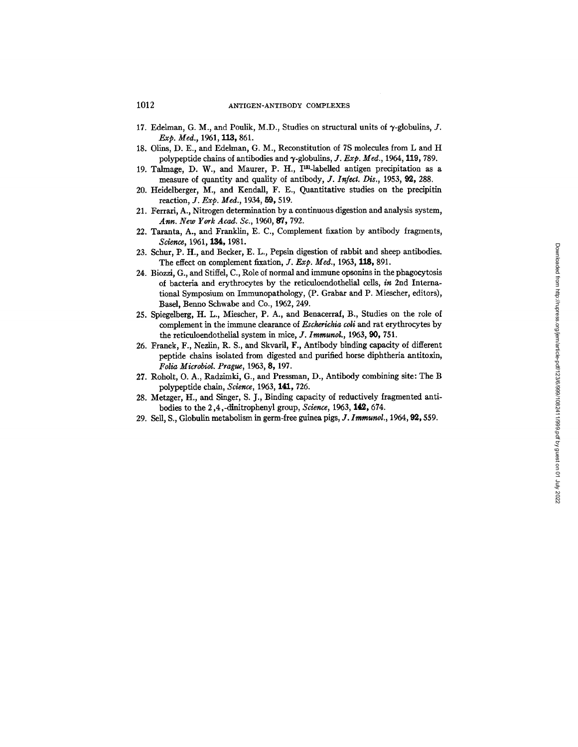17. Edelman, G. M., and Poulik, M.D., Studies on structural units of γ-globulins, *J. Exp. Med.*, 1961, **113,** 861.
18. Olins, D. E., and Edelman, G. M., Reconstitution of 7S molecules from L and H polypeptide chains of antibodies and γ-globulins, *J. Exp. Med.*, 1964, **119,** 789.
19. Talmage, D. W., and Maurer, P. H., $I^{131}$-labelled antigen precipitation as a measure of quantity and quality of antibody, *J. Infect. Dis.*, 1953, **92,** 288.
20. Heidelberger, M., and Kendall, F. E., Quantitative studies on the precipitin reaction, *J. Exp. Med.*, 1934, **59,** 519.
21. Ferrari, A., Nitrogen determination by a continuous digestion and analysis system, *Ann. New York Acad. Sc.*, 1960, **87,** 792.
22. Taranta, A., and Franklin, E. C., Complement fixation by antibody fragments, *Science*, 1961, **134,** 1981.
23. Schur, P. H., and Becker, E. L., Pepsin digestion of rabbit and sheep antibodies. The effect on complement fixation, *J. Exp. Med.*, 1963, **118,** 891.
24. Biozzi, G., and Stiffel, C., Role of normal and immune opsonins in the phagocytosis of bacteria and erythrocytes by the reticuloendothelial cells, *in* 2nd International Symposium on Immunopathology, (P. Grabar and P. Miescher, editors), Basel, Benno Schwabe and Co., 1962, 249.
25. Spiegelberg, H. L., Miescher, P. A., and Benacerraf, B., Studies on the role of complement in the immune clearance of *Escherichia coli* and rat erythrocytes by the reticuloendothelial system in mice, *J. Immunol.*, 1963, **90,** 751.
26. Franek, F., Nezlin, R. S., and Skvaril, F., Antibody binding capacity of different peptide chains isolated from digested and purified horse diphtheria antitoxin, *Folia Microbiol. Prague*, 1963, **8,** 197.
27. Roholt, O. A., Radzimki, G., and Pressman, D., Antibody combining site: The B polypeptide chain, *Science*, 1963, **141,** 726.
28. Metzger, H., and Singer, S. J., Binding capacity of reductively fragmented antibodies to the 2,4,-dinitrophenyl group, *Science*, 1963, **142,** 674.
29. Sell, S., Globulin metabolism in germ-free guinea pigs, *J. Immunol.*, 1964, **92,** 559.